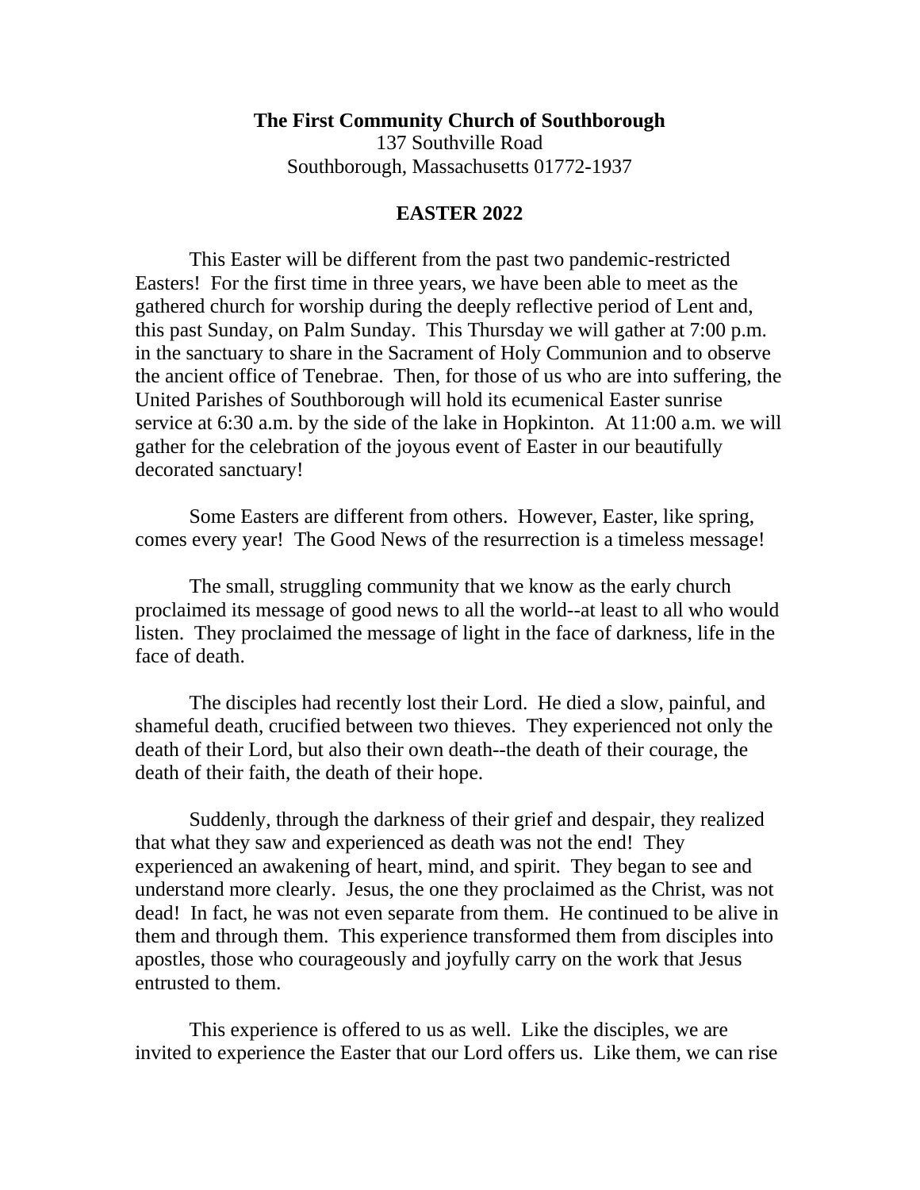**The First Community Church of Southborough**
137 Southville Road
Southborough, Massachusetts 01772-1937

**EASTER 2022**

This Easter will be different from the past two pandemic-restricted Easters! For the first time in three years, we have been able to meet as the gathered church for worship during the deeply reflective period of Lent and, this past Sunday, on Palm Sunday. This Thursday we will gather at 7:00 p.m. in the sanctuary to share in the Sacrament of Holy Communion and to observe the ancient office of Tenebrae. Then, for those of us who are into suffering, the United Parishes of Southborough will hold its ecumenical Easter sunrise service at 6:30 a.m. by the side of the lake in Hopkinton. At 11:00 a.m. we will gather for the celebration of the joyous event of Easter in our beautifully decorated sanctuary!

Some Easters are different from others. However, Easter, like spring, comes every year! The Good News of the resurrection is a timeless message!

The small, struggling community that we know as the early church proclaimed its message of good news to all the world--at least to all who would listen. They proclaimed the message of light in the face of darkness, life in the face of death.

The disciples had recently lost their Lord. He died a slow, painful, and shameful death, crucified between two thieves. They experienced not only the death of their Lord, but also their own death--the death of their courage, the death of their faith, the death of their hope.

Suddenly, through the darkness of their grief and despair, they realized that what they saw and experienced as death was not the end! They experienced an awakening of heart, mind, and spirit. They began to see and understand more clearly. Jesus, the one they proclaimed as the Christ, was not dead! In fact, he was not even separate from them. He continued to be alive in them and through them. This experience transformed them from disciples into apostles, those who courageously and joyfully carry on the work that Jesus entrusted to them.

This experience is offered to us as well. Like the disciples, we are invited to experience the Easter that our Lord offers us. Like them, we can rise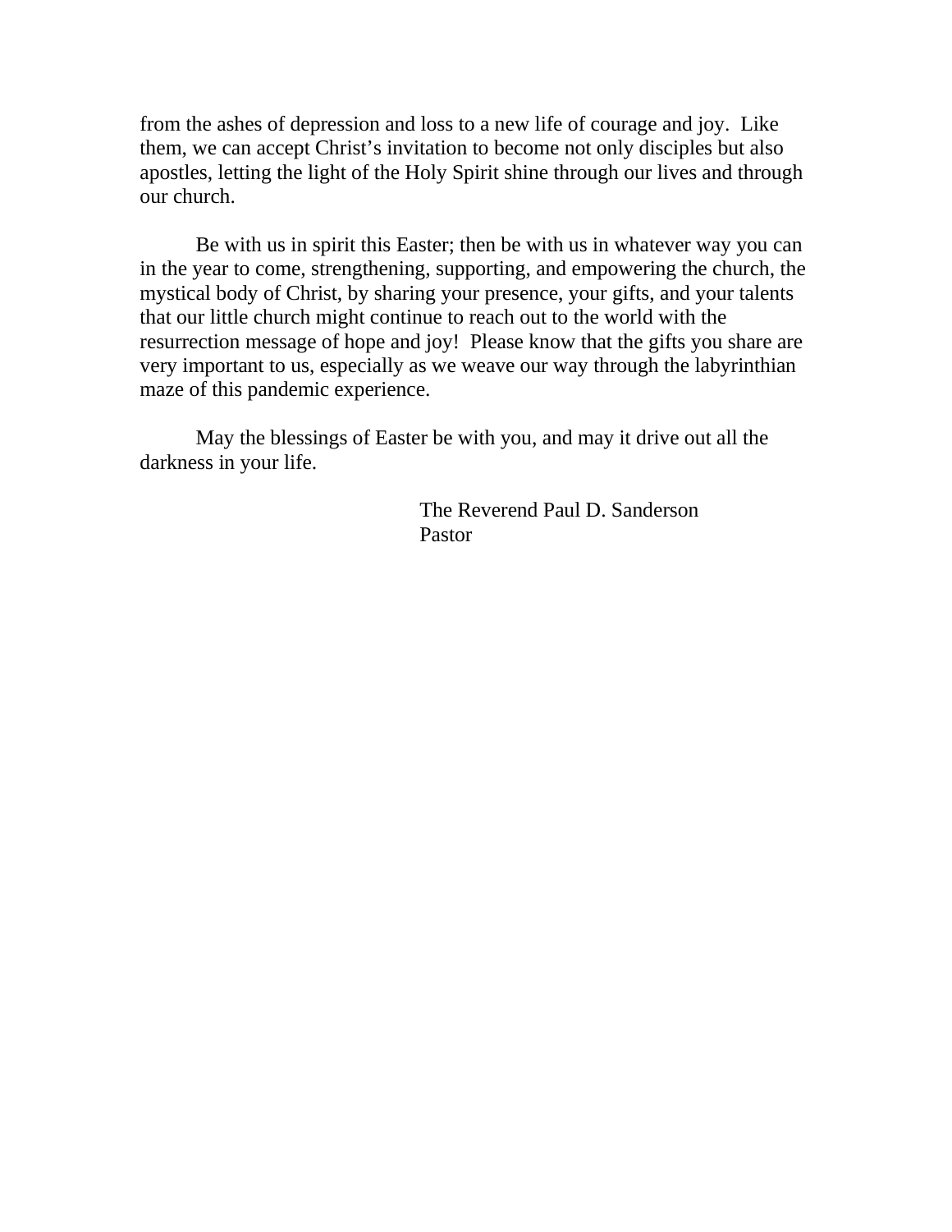from the ashes of depression and loss to a new life of courage and joy.  Like them, we can accept Christ's invitation to become not only disciples but also apostles, letting the light of the Holy Spirit shine through our lives and through our church.

Be with us in spirit this Easter; then be with us in whatever way you can in the year to come, strengthening, supporting, and empowering the church, the mystical body of Christ, by sharing your presence, your gifts, and your talents that our little church might continue to reach out to the world with the resurrection message of hope and joy!  Please know that the gifts you share are very important to us, especially as we weave our way through the labyrinthian maze of this pandemic experience.

May the blessings of Easter be with you, and may it drive out all the darkness in your life.

The Reverend Paul D. Sanderson
Pastor